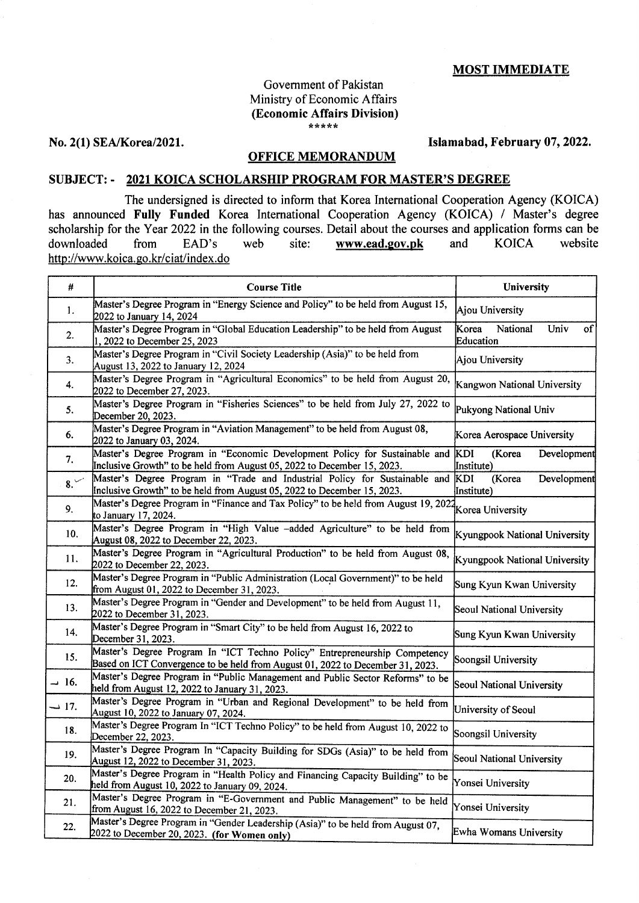**MOST IMMEDIATE**

Government of Pakistan
Ministry of Economic Affairs
**(Economic Affairs Division)**
\*\*\*\*\*

**No. 2(1) SEA/Korea/2021.** **Islamabad, February 07, 2022.**

## OFFICE MEMORANDUM

### SUBJECT: - 2021 KOICA SCHOLARSHIP PROGRAM FOR MASTER'S DEGREE

The undersigned is directed to inform that Korea International Cooperation Agency (KOICA) has announced **Fully Funded** Korea International Cooperation Agency (KOICA) / Master's degree scholarship for the Year 2022 in the following courses. Detail about the courses and application forms can be downloaded from EAD's web site: **www.ead.gov.pk** and KOICA website http://www.koica.go.kr/ciat/index.do

| # | Course Title | University |
|---|---|---|
| 1. | Master's Degree Program in "Energy Science and Policy" to be held from August 15, 2022 to January 14, 2024 | Ajou University |
| 2. | Master's Degree Program in "Global Education Leadership" to be held from August 1, 2022 to December 25, 2023 | Korea National Univ of Education |
| 3. | Master's Degree Program in "Civil Society Leadership (Asia)" to be held from August 13, 2022 to January 12, 2024 | Ajou University |
| 4. | Master's Degree Program in "Agricultural Economics" to be held from August 20, 2022 to December 27, 2023. | Kangwon National University |
| 5. | Master's Degree Program in "Fisheries Sciences" to be held from July 27, 2022 to December 20, 2023. | Pukyong National Univ |
| 6. | Master's Degree Program in "Aviation Management" to be held from August 08, 2022 to January 03, 2024. | Korea Aerospace University |
| 7. | Master's Degree Program in "Economic Development Policy for Sustainable and Inclusive Growth" to be held from August 05, 2022 to December 15, 2023. | KDI (Korea Development Institute) |
| 8. | Master's Degree Program in "Trade and Industrial Policy for Sustainable and Inclusive Growth" to be held from August 05, 2022 to December 15, 2023. | KDI (Korea Development Institute) |
| 9. | Master's Degree Program in "Finance and Tax Policy" to be held from August 19, 2022 to January 17, 2024. | Korea University |
| 10. | Master's Degree Program in "High Value –added Agriculture" to be held from August 08, 2022 to December 22, 2023. | Kyungpook National University |
| 11. | Master's Degree Program in "Agricultural Production" to be held from August 08, 2022 to December 22, 2023. | Kyungpook National University |
| 12. | Master's Degree Program in "Public Administration (Local Government)" to be held from August 01, 2022 to December 31, 2023. | Sung Kyun Kwan University |
| 13. | Master's Degree Program in "Gender and Development" to be held from August 11, 2022 to December 31, 2023. | Seoul National University |
| 14. | Master's Degree Program in "Smart City" to be held from August 16, 2022 to December 31, 2023. | Sung Kyun Kwan University |
| 15. | Master's Degree Program In "ICT Techno Policy" Entrepreneurship Competency Based on ICT Convergence to be held from August 01, 2022 to December 31, 2023. | Soongsil University |
| 16. | Master's Degree Program in "Public Management and Public Sector Reforms" to be held from August 12, 2022 to January 31, 2023. | Seoul National University |
| 17. | Master's Degree Program in "Urban and Regional Development" to be held from August 10, 2022 to January 07, 2024. | University of Seoul |
| 18. | Master's Degree Program In "ICT Techno Policy" to be held from August 10, 2022 to December 22, 2023. | Soongsil University |
| 19. | Master's Degree Program In "Capacity Building for SDGs (Asia)" to be held from August 12, 2022 to December 31, 2023. | Seoul National University |
| 20. | Master's Degree Program in "Health Policy and Financing Capacity Building" to be held from August 10, 2022 to January 09, 2024. | Yonsei University |
| 21. | Master's Degree Program in "E-Government and Public Management" to be held from August 16, 2022 to December 21, 2023. | Yonsei University |
| 22. | Master's Degree Program in "Gender Leadership (Asia)" to be held from August 07, 2022 to December 20, 2023. **(for Women only)** | Ewha Womans University |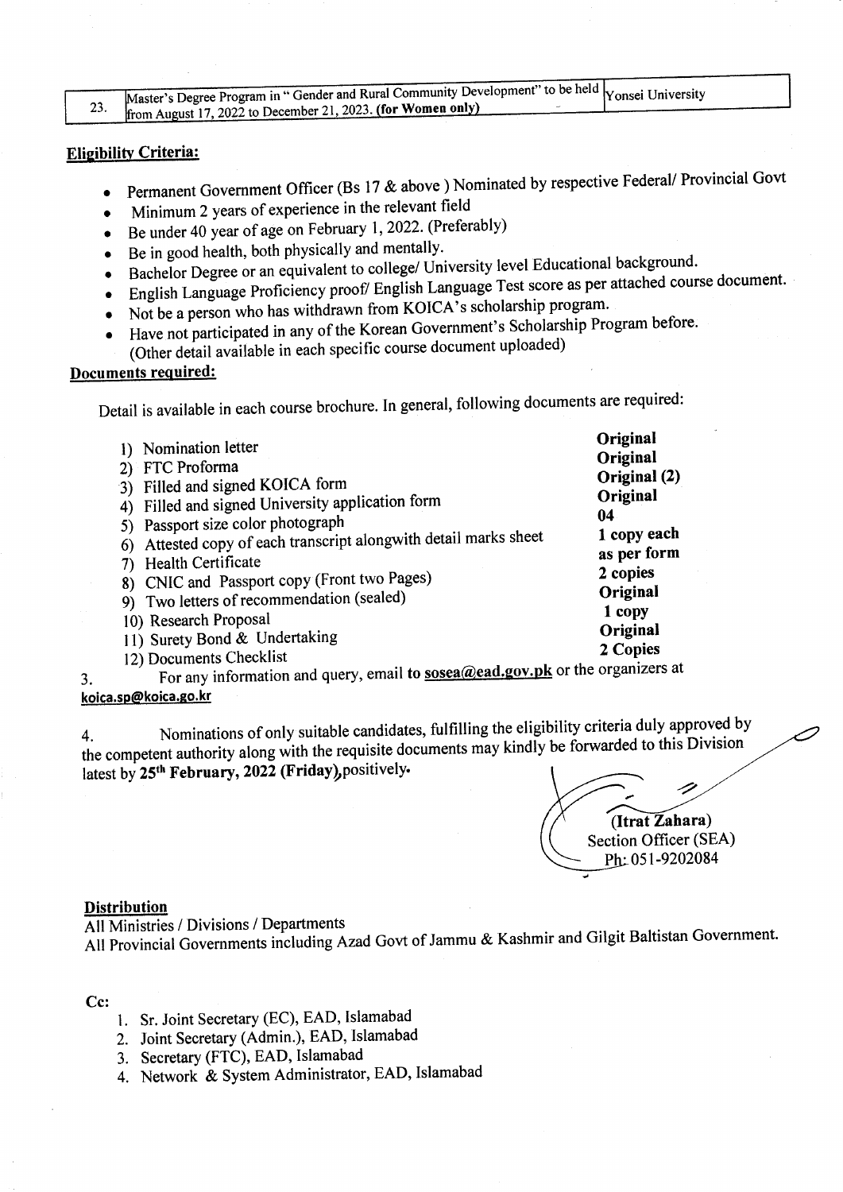| | | |
|---|---|---|
| 23. | Master's Degree Program in " Gender and Rural Community Development" to be held from August 17, 2022 to December 21, 2023. **(for Women only)** | Yonsei University |

**Eligibility Criteria:**

- Permanent Government Officer (Bs 17 & above ) Nominated by respective Federal/ Provincial Govt
- Minimum 2 years of experience in the relevant field
- Be under 40 year of age on February 1, 2022. (Preferably)
- Be in good health, both physically and mentally.
- Bachelor Degree or an equivalent to college/ University level Educational background.
- English Language Proficiency proof/ English Language Test score as per attached course document.
- Not be a person who has withdrawn from KOICA's scholarship program.
- Have not participated in any of the Korean Government's Scholarship Program before. (Other detail available in each specific course document uploaded)

**Documents required:**

Detail is available in each course brochure. In general, following documents are required:

| | |
|---|---|
| 1) Nomination letter | **Original** |
| 2) FTC Proforma | **Original** |
| 3) Filled and signed KOICA form | **Original (2)** |
| 4) Filled and signed University application form | **Original** |
| 5) Passport size color photograph | **04** |
| 6) Attested copy of each transcript alongwith detail marks sheet | **1 copy each** |
| 7) Health Certificate | **as per form** |
| 8) CNIC and Passport copy (Front two Pages) | **2 copies** |
| 9) Two letters of recommendation (sealed) | **Original** |
| 10) Research Proposal | **1 copy** |
| 11) Surety Bond & Undertaking | **Original** |
| 12) Documents Checklist | **2 Copies** |

3. For any information and query, email to **sosea@ead.gov.pk** or the organizers at **koica.sp@koica.go.kr**

4. Nominations of only suitable candidates, fulfilling the eligibility criteria duly approved by the competent authority along with the requisite documents may kindly be forwarded to this Division latest by **25th February, 2022 (Friday),** positively.

**(Itrat Zahara)**
Section Officer (SEA)
Ph: 051-9202084

**Distribution**

All Ministries / Divisions / Departments
All Provincial Governments including Azad Govt of Jammu & Kashmir and Gilgit Baltistan Government.

**Cc:**

1. Sr. Joint Secretary (EC), EAD, Islamabad
2. Joint Secretary (Admin.), EAD, Islamabad
3. Secretary (FTC), EAD, Islamabad
4. Network & System Administrator, EAD, Islamabad